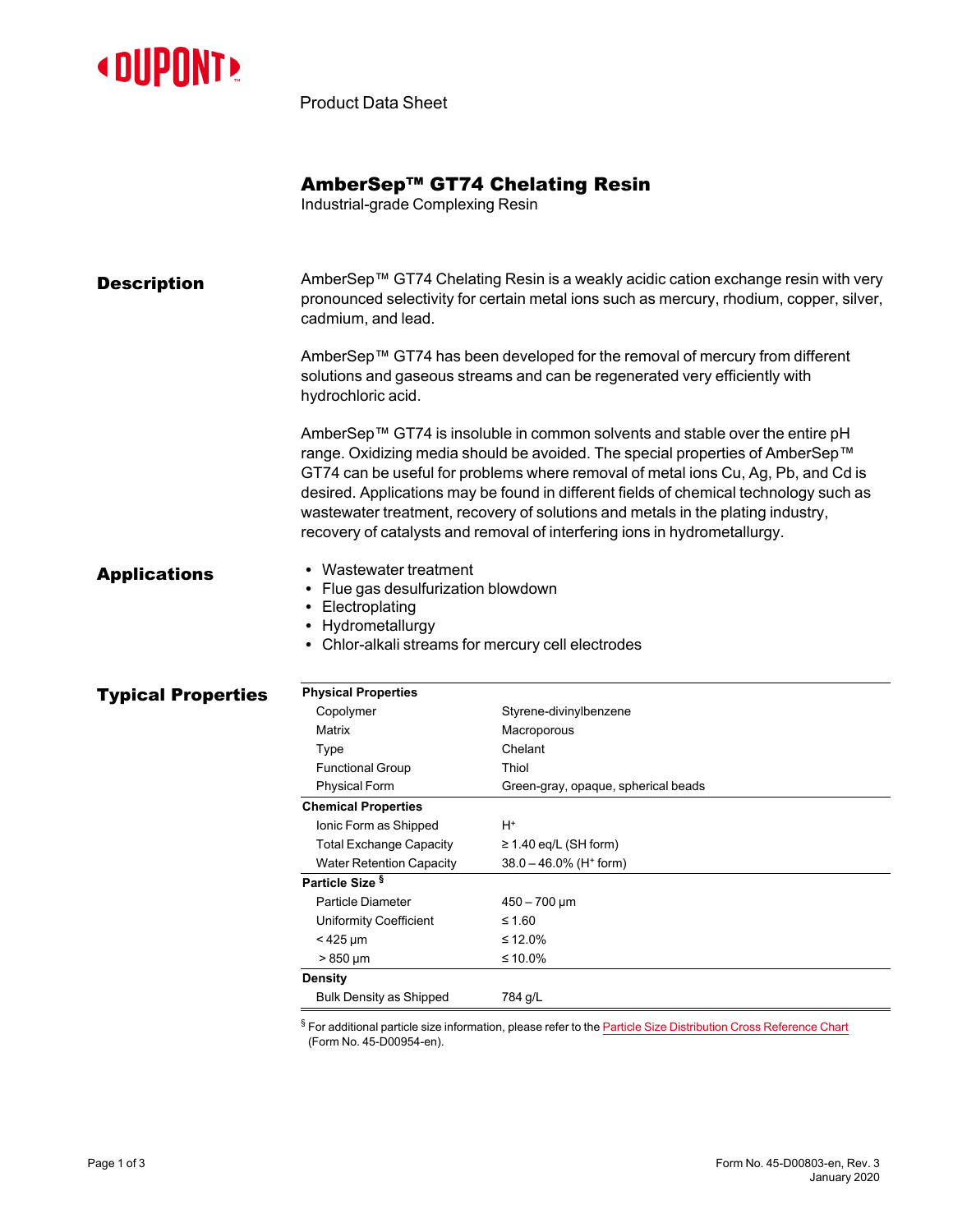DUPONT

Product Data Sheet

# AmberSep™ GT74 Chelating Resin

Industrial-grade Complexing Resin

## Description

AmberSep™ GT74 Chelating Resin is a weakly acidic cation exchange resin with very pronounced selectivity for certain metal ions such as mercury, rhodium, copper, silver, cadmium, and lead.

AmberSep™ GT74 has been developed for the removal of mercury from different solutions and gaseous streams and can be regenerated very efficiently with hydrochloric acid.

AmberSep™ GT74 is insoluble in common solvents and stable over the entire pH range. Oxidizing media should be avoided. The special properties of AmberSep™ GT74 can be useful for problems where removal of metal ions Cu, Ag, Pb, and Cd is desired. Applications may be found in different fields of chemical technology such as wastewater treatment, recovery of solutions and metals in the plating industry, recovery of catalysts and removal of interfering ions in hydrometallurgy.

## Applications

- Wastewater treatment
- Flue gas desulfurization blowdown
- Electroplating
- Hydrometallurgy
- Chlor-alkali streams for mercury cell electrodes

## Typical Properties

| **Physical Properties** | |
|---|---|
| Copolymer | Styrene-divinylbenzene |
| Matrix | Macroporous |
| Type | Chelant |
| Functional Group | Thiol |
| Physical Form | Green-gray, opaque, spherical beads |
| **Chemical Properties** | |
| Ionic Form as Shipped | $H^+$ |
| Total Exchange Capacity | ≥ 1.40 eq/L (SH form) |
| Water Retention Capacity | 38.0 – 46.0% ($H^+$ form) |
| **Particle Size** § | |
| Particle Diameter | 450 – 700 µm |
| Uniformity Coefficient | ≤ 1.60 |
| < 425 µm | ≤ 12.0% |
| > 850 µm | ≤ 10.0% |
| **Density** | |
| Bulk Density as Shipped | 784 g/L |

§ For additional particle size information, please refer to the Particle Size Distribution Cross Reference Chart (Form No. 45-D00954-en).

Form No. 45-D00803-en, Rev. 3
January 2020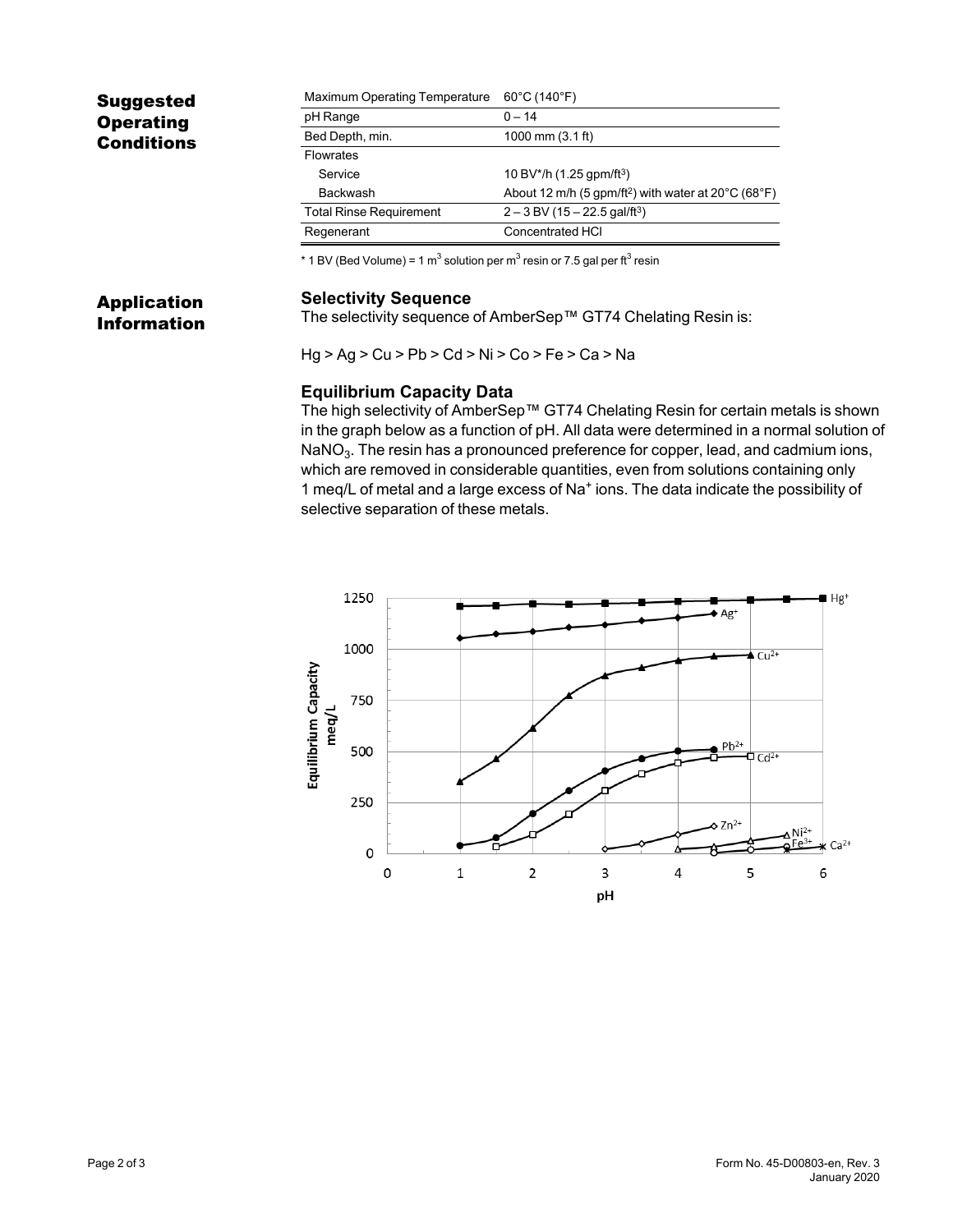## Suggested Operating Conditions

| Maximum Operating Temperature | 60°C (140°F) |
|---|---|
| pH Range | 0 – 14 |
| Bed Depth, min. | 1000 mm (3.1 ft) |
| Flowrates | |
| Service | 10 BV*/h (1.25 gpm/ft$^3$) |
| Backwash | About 12 m/h (5 gpm/ft$^2$) with water at 20°C (68°F) |
| Total Rinse Requirement | 2 – 3 BV (15 – 22.5 gal/ft$^3$) |
| Regenerant | Concentrated HCl |

* 1 BV (Bed Volume) = 1 m$^3$ solution per m$^3$ resin or 7.5 gal per ft$^3$ resin

## Application Information

### Selectivity Sequence

The selectivity sequence of AmberSep™ GT74 Chelating Resin is:

Hg > Ag > Cu > Pb > Cd > Ni > Co > Fe > Ca > Na

### Equilibrium Capacity Data

The high selectivity of AmberSep™ GT74 Chelating Resin for certain metals is shown in the graph below as a function of pH. All data were determined in a normal solution of $NaNO_3$. The resin has a pronounced preference for copper, lead, and cadmium ions, which are removed in considerable quantities, even from solutions containing only 1 meq/L of metal and a large excess of $Na^+$ ions. The data indicate the possibility of selective separation of these metals.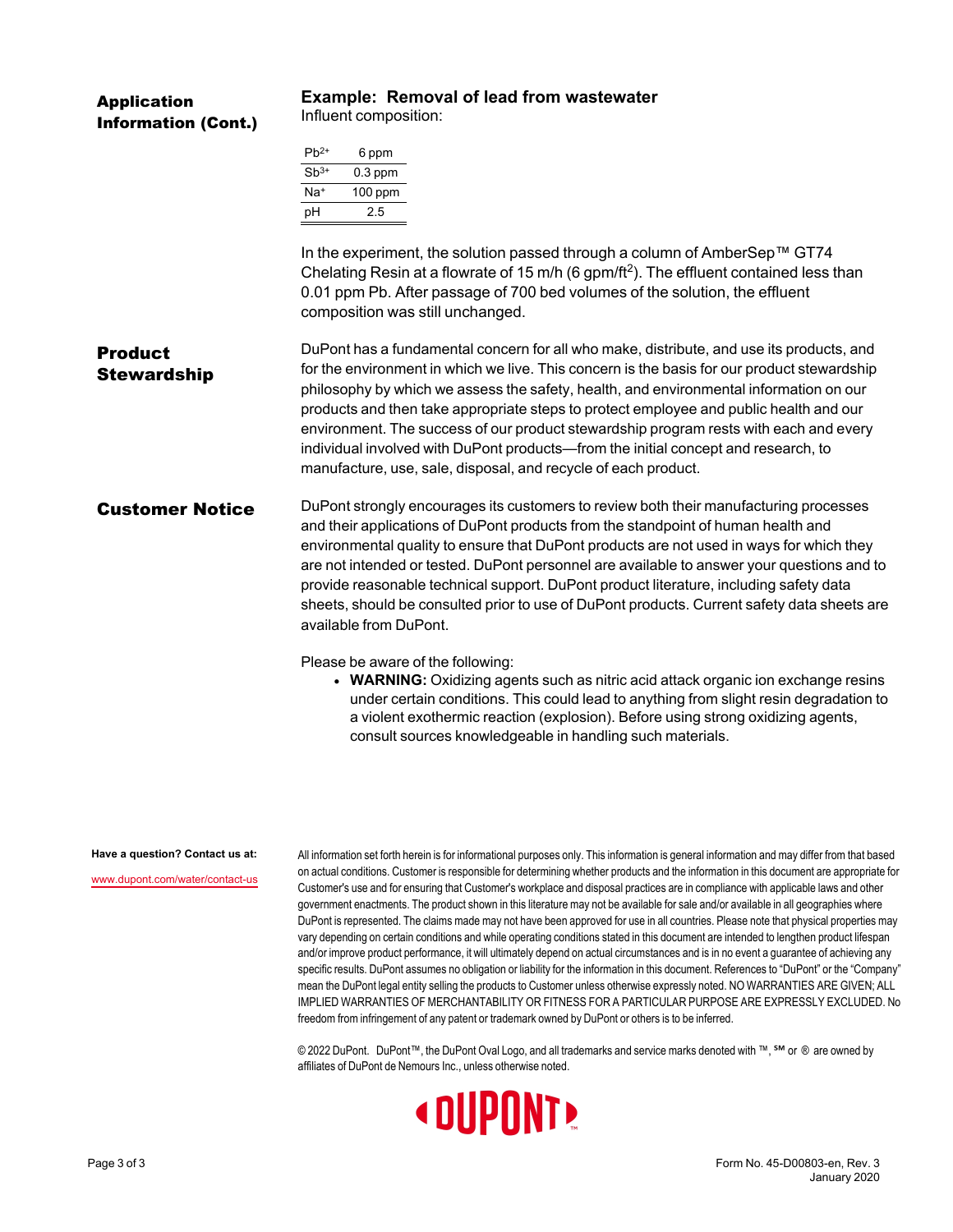## Application Information (Cont.)

### Example: Removal of lead from wastewater

Influent composition:

| | |
|---|---|
| $Pb^{2+}$ | 6 ppm |
| $Sb^{3+}$ | 0.3 ppm |
| $Na^{+}$ | 100 ppm |
| pH | 2.5 |

In the experiment, the solution passed through a column of AmberSep™ GT74 Chelating Resin at a flowrate of 15 m/h (6 gpm/ft$^2$). The effluent contained less than 0.01 ppm Pb. After passage of 700 bed volumes of the solution, the effluent composition was still unchanged.

## Product Stewardship

DuPont has a fundamental concern for all who make, distribute, and use its products, and for the environment in which we live. This concern is the basis for our product stewardship philosophy by which we assess the safety, health, and environmental information on our products and then take appropriate steps to protect employee and public health and our environment. The success of our product stewardship program rests with each and every individual involved with DuPont products—from the initial concept and research, to manufacture, use, sale, disposal, and recycle of each product.

## Customer Notice

DuPont strongly encourages its customers to review both their manufacturing processes and their applications of DuPont products from the standpoint of human health and environmental quality to ensure that DuPont products are not used in ways for which they are not intended or tested. DuPont personnel are available to answer your questions and to provide reasonable technical support. DuPont product literature, including safety data sheets, should be consulted prior to use of DuPont products. Current safety data sheets are available from DuPont.

Please be aware of the following:

- **WARNING:** Oxidizing agents such as nitric acid attack organic ion exchange resins under certain conditions. This could lead to anything from slight resin degradation to a violent exothermic reaction (explosion). Before using strong oxidizing agents, consult sources knowledgeable in handling such materials.

**Have a question? Contact us at:**

www.dupont.com/water/contact-us

All information set forth herein is for informational purposes only. This information is general information and may differ from that based on actual conditions. Customer is responsible for determining whether products and the information in this document are appropriate for Customer's use and for ensuring that Customer's workplace and disposal practices are in compliance with applicable laws and other government enactments. The product shown in this literature may not be available for sale and/or available in all geographies where DuPont is represented. The claims made may not have been approved for use in all countries. Please note that physical properties may vary depending on certain conditions and while operating conditions stated in this document are intended to lengthen product lifespan and/or improve product performance, it will ultimately depend on actual circumstances and is in no event a guarantee of achieving any specific results. DuPont assumes no obligation or liability for the information in this document. References to "DuPont" or the "Company" mean the DuPont legal entity selling the products to Customer unless otherwise expressly noted. NO WARRANTIES ARE GIVEN; ALL IMPLIED WARRANTIES OF MERCHANTABILITY OR FITNESS FOR A PARTICULAR PURPOSE ARE EXPRESSLY EXCLUDED. No freedom from infringement of any patent or trademark owned by DuPont or others is to be inferred.

© 2022 DuPont. DuPont™, the DuPont Oval Logo, and all trademarks and service marks denoted with ™, ℠ or ® are owned by affiliates of DuPont de Nemours Inc., unless otherwise noted.

DUPONT

Form No. 45-D00803-en, Rev. 3
January 2020